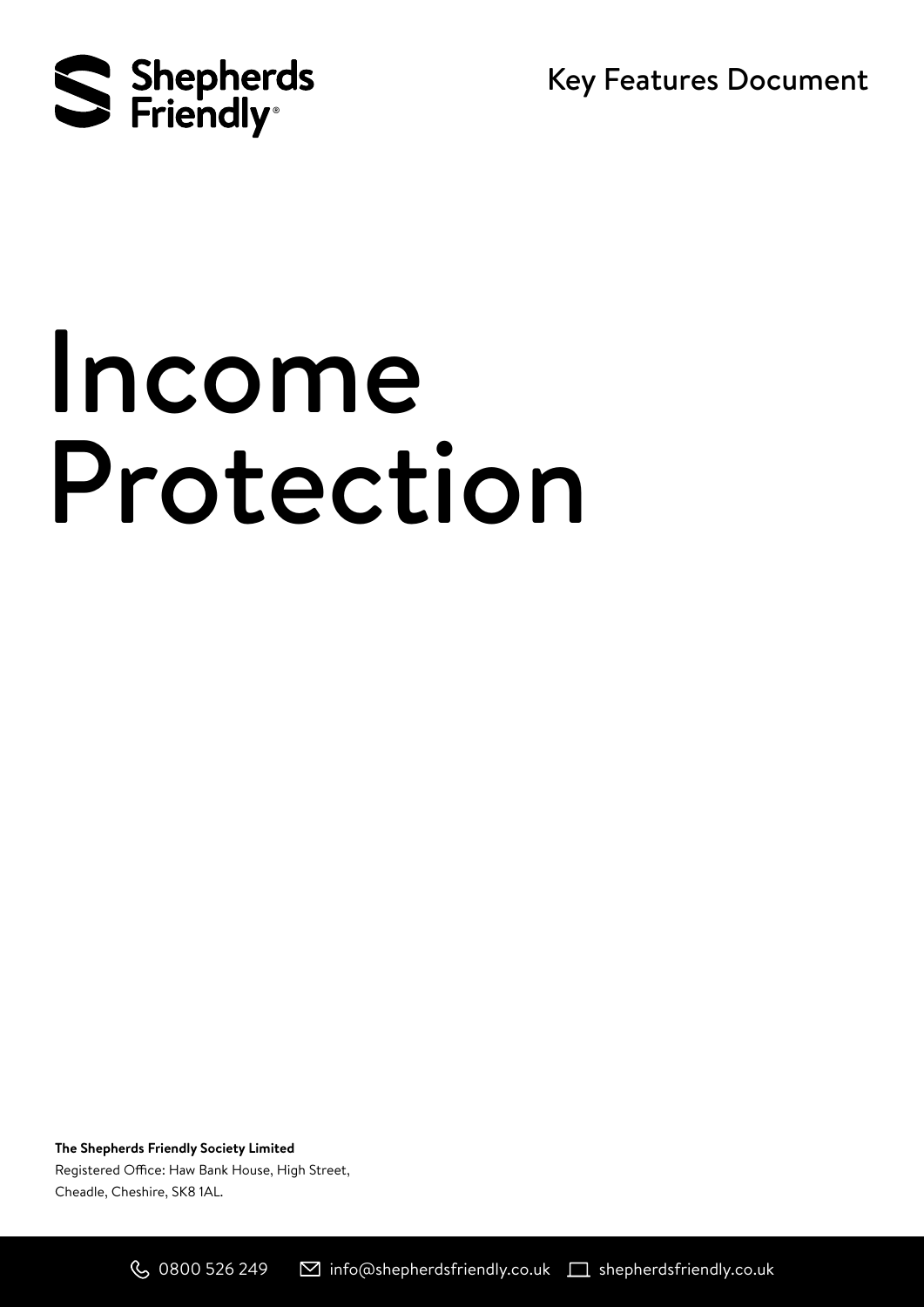Shepherds Friendly®

Key Features Document

# Income Protection

**The Shepherds Friendly Society Limited**
Registered Office: Haw Bank House, High Street,
Cheadle, Cheshire, SK8 1AL.

0800 526 249 info@shepherdsfriendly.co.uk shepherdsfriendly.co.uk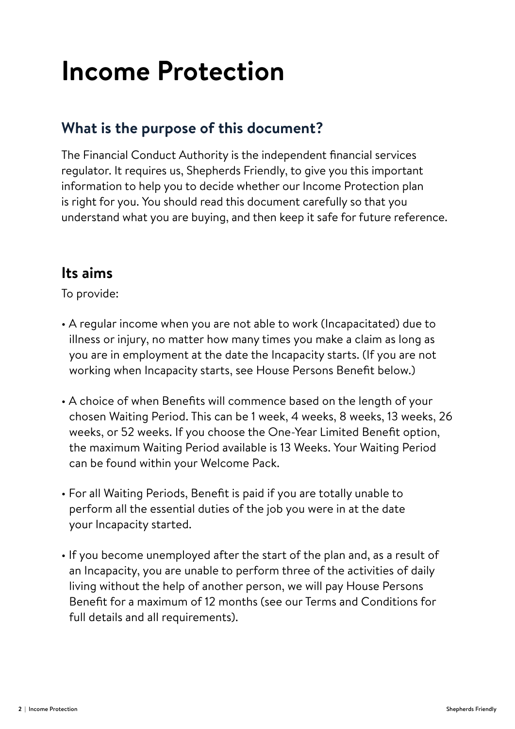# Income Protection

## What is the purpose of this document?

The Financial Conduct Authority is the independent financial services regulator. It requires us, Shepherds Friendly, to give you this important information to help you to decide whether our Income Protection plan is right for you. You should read this document carefully so that you understand what you are buying, and then keep it safe for future reference.

## Its aims

To provide:

- A regular income when you are not able to work (Incapacitated) due to illness or injury, no matter how many times you make a claim as long as you are in employment at the date the Incapacity starts. (If you are not working when Incapacity starts, see House Persons Benefit below.)
- A choice of when Benefits will commence based on the length of your chosen Waiting Period. This can be 1 week, 4 weeks, 8 weeks, 13 weeks, 26 weeks, or 52 weeks. If you choose the One-Year Limited Benefit option, the maximum Waiting Period available is 13 Weeks. Your Waiting Period can be found within your Welcome Pack.
- For all Waiting Periods, Benefit is paid if you are totally unable to perform all the essential duties of the job you were in at the date your Incapacity started.
- If you become unemployed after the start of the plan and, as a result of an Incapacity, you are unable to perform three of the activities of daily living without the help of another person, we will pay House Persons Benefit for a maximum of 12 months (see our Terms and Conditions for full details and all requirements).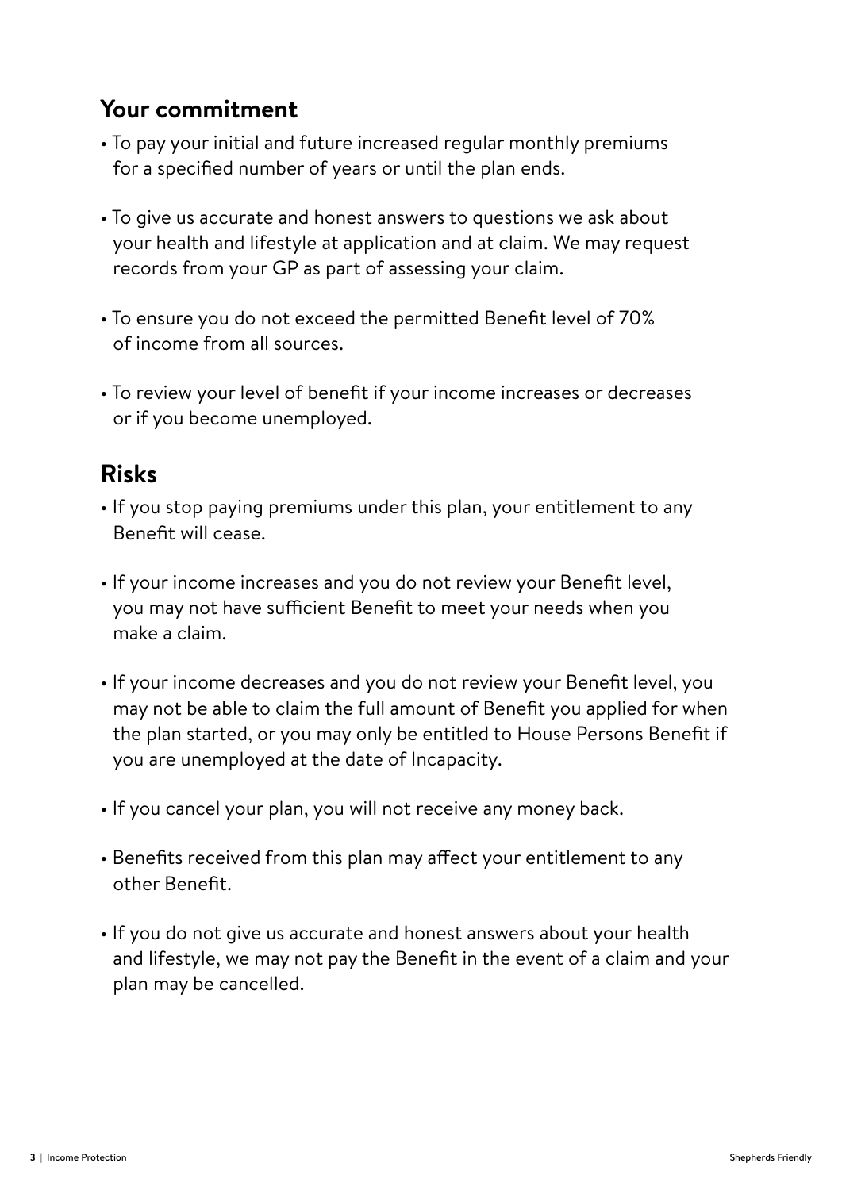## Your commitment

- To pay your initial and future increased regular monthly premiums for a specified number of years or until the plan ends.
- To give us accurate and honest answers to questions we ask about your health and lifestyle at application and at claim. We may request records from your GP as part of assessing your claim.
- To ensure you do not exceed the permitted Benefit level of 70% of income from all sources.
- To review your level of benefit if your income increases or decreases or if you become unemployed.

## Risks

- If you stop paying premiums under this plan, your entitlement to any Benefit will cease.
- If your income increases and you do not review your Benefit level, you may not have sufficient Benefit to meet your needs when you make a claim.
- If your income decreases and you do not review your Benefit level, you may not be able to claim the full amount of Benefit you applied for when the plan started, or you may only be entitled to House Persons Benefit if you are unemployed at the date of Incapacity.
- If you cancel your plan, you will not receive any money back.
- Benefits received from this plan may affect your entitlement to any other Benefit.
- If you do not give us accurate and honest answers about your health and lifestyle, we may not pay the Benefit in the event of a claim and your plan may be cancelled.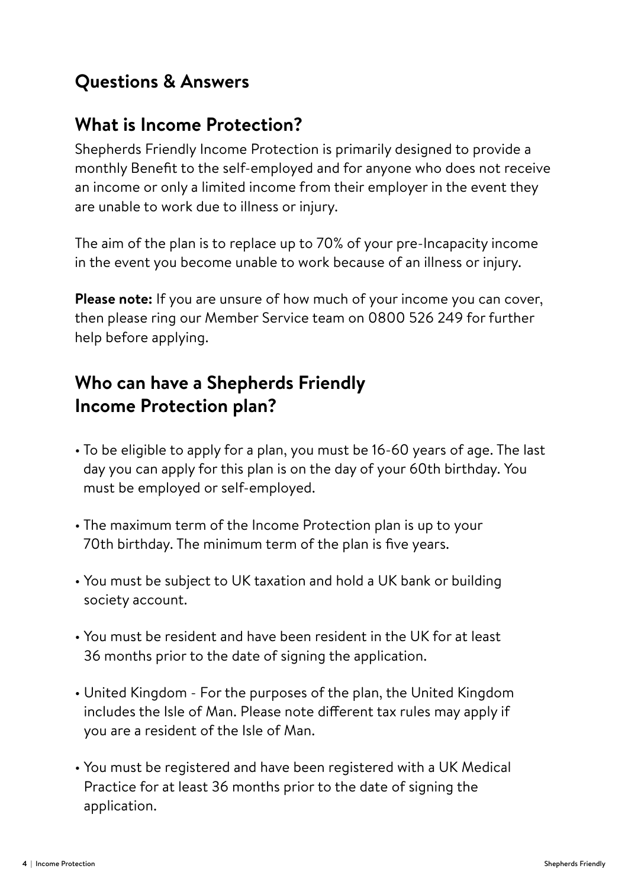## Questions & Answers

## What is Income Protection?

Shepherds Friendly Income Protection is primarily designed to provide a monthly Benefit to the self-employed and for anyone who does not receive an income or only a limited income from their employer in the event they are unable to work due to illness or injury.

The aim of the plan is to replace up to 70% of your pre-Incapacity income in the event you become unable to work because of an illness or injury.

**Please note:** If you are unsure of how much of your income you can cover, then please ring our Member Service team on 0800 526 249 for further help before applying.

## Who can have a Shepherds Friendly Income Protection plan?

- To be eligible to apply for a plan, you must be 16-60 years of age. The last day you can apply for this plan is on the day of your 60th birthday. You must be employed or self-employed.
- The maximum term of the Income Protection plan is up to your 70th birthday. The minimum term of the plan is five years.
- You must be subject to UK taxation and hold a UK bank or building society account.
- You must be resident and have been resident in the UK for at least 36 months prior to the date of signing the application.
- United Kingdom - For the purposes of the plan, the United Kingdom includes the Isle of Man. Please note different tax rules may apply if you are a resident of the Isle of Man.
- You must be registered and have been registered with a UK Medical Practice for at least 36 months prior to the date of signing the application.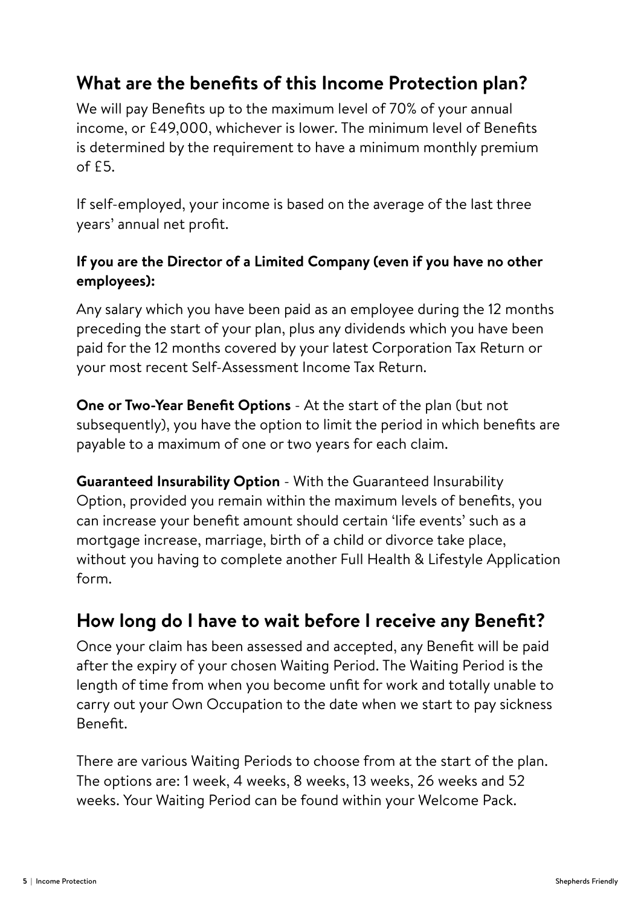## What are the benefits of this Income Protection plan?

We will pay Benefits up to the maximum level of 70% of your annual income, or £49,000, whichever is lower. The minimum level of Benefits is determined by the requirement to have a minimum monthly premium of £5.

If self-employed, your income is based on the average of the last three years' annual net profit.

**If you are the Director of a Limited Company (even if you have no other employees):**

Any salary which you have been paid as an employee during the 12 months preceding the start of your plan, plus any dividends which you have been paid for the 12 months covered by your latest Corporation Tax Return or your most recent Self-Assessment Income Tax Return.

**One or Two-Year Benefit Options** - At the start of the plan (but not subsequently), you have the option to limit the period in which benefits are payable to a maximum of one or two years for each claim.

**Guaranteed Insurability Option** - With the Guaranteed Insurability Option, provided you remain within the maximum levels of benefits, you can increase your benefit amount should certain 'life events' such as a mortgage increase, marriage, birth of a child or divorce take place, without you having to complete another Full Health & Lifestyle Application form.

## How long do I have to wait before I receive any Benefit?

Once your claim has been assessed and accepted, any Benefit will be paid after the expiry of your chosen Waiting Period. The Waiting Period is the length of time from when you become unfit for work and totally unable to carry out your Own Occupation to the date when we start to pay sickness Benefit.

There are various Waiting Periods to choose from at the start of the plan. The options are: 1 week, 4 weeks, 8 weeks, 13 weeks, 26 weeks and 52 weeks. Your Waiting Period can be found within your Welcome Pack.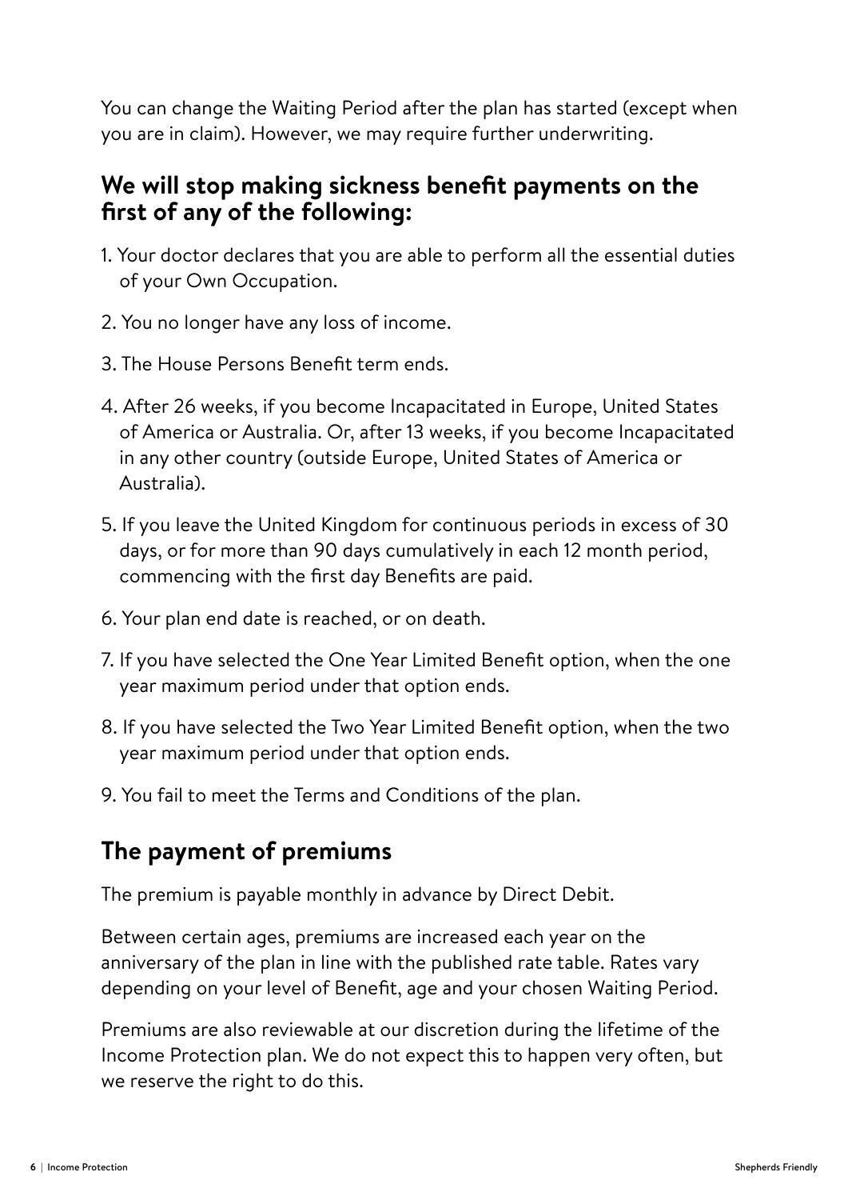You can change the Waiting Period after the plan has started (except when you are in claim). However, we may require further underwriting.

## We will stop making sickness benefit payments on the first of any of the following:

1. Your doctor declares that you are able to perform all the essential duties of your Own Occupation.
2. You no longer have any loss of income.
3. The House Persons Benefit term ends.
4. After 26 weeks, if you become Incapacitated in Europe, United States of America or Australia. Or, after 13 weeks, if you become Incapacitated in any other country (outside Europe, United States of America or Australia).
5. If you leave the United Kingdom for continuous periods in excess of 30 days, or for more than 90 days cumulatively in each 12 month period, commencing with the first day Benefits are paid.
6. Your plan end date is reached, or on death.
7. If you have selected the One Year Limited Benefit option, when the one year maximum period under that option ends.
8. If you have selected the Two Year Limited Benefit option, when the two year maximum period under that option ends.
9. You fail to meet the Terms and Conditions of the plan.

## The payment of premiums

The premium is payable monthly in advance by Direct Debit.

Between certain ages, premiums are increased each year on the anniversary of the plan in line with the published rate table. Rates vary depending on your level of Benefit, age and your chosen Waiting Period.

Premiums are also reviewable at our discretion during the lifetime of the Income Protection plan. We do not expect this to happen very often, but we reserve the right to do this.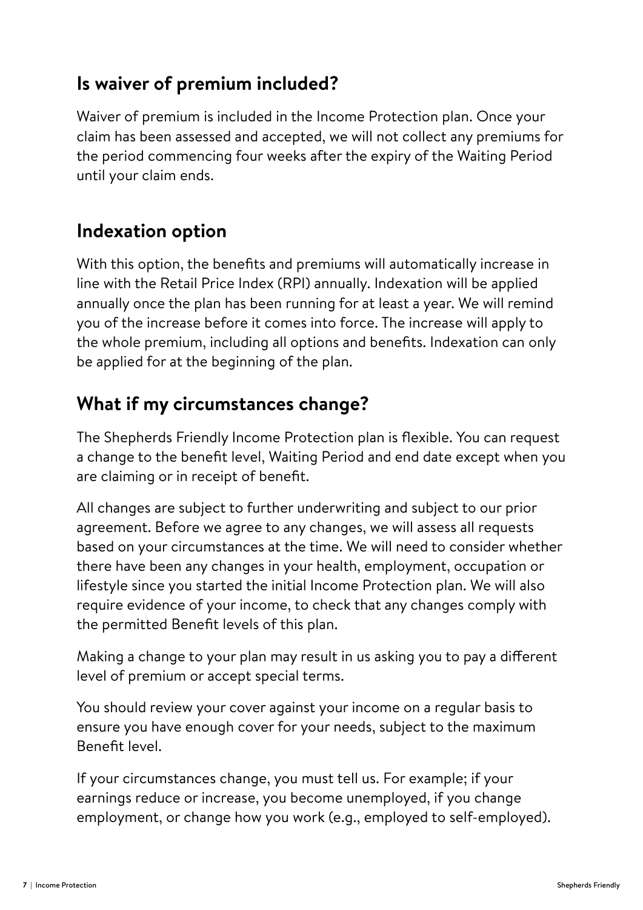## Is waiver of premium included?

Waiver of premium is included in the Income Protection plan. Once your claim has been assessed and accepted, we will not collect any premiums for the period commencing four weeks after the expiry of the Waiting Period until your claim ends.

## Indexation option

With this option, the benefits and premiums will automatically increase in line with the Retail Price Index (RPI) annually. Indexation will be applied annually once the plan has been running for at least a year. We will remind you of the increase before it comes into force. The increase will apply to the whole premium, including all options and benefits. Indexation can only be applied for at the beginning of the plan.

## What if my circumstances change?

The Shepherds Friendly Income Protection plan is flexible. You can request a change to the benefit level, Waiting Period and end date except when you are claiming or in receipt of benefit.

All changes are subject to further underwriting and subject to our prior agreement. Before we agree to any changes, we will assess all requests based on your circumstances at the time. We will need to consider whether there have been any changes in your health, employment, occupation or lifestyle since you started the initial Income Protection plan. We will also require evidence of your income, to check that any changes comply with the permitted Benefit levels of this plan.

Making a change to your plan may result in us asking you to pay a different level of premium or accept special terms.

You should review your cover against your income on a regular basis to ensure you have enough cover for your needs, subject to the maximum Benefit level.

If your circumstances change, you must tell us. For example; if your earnings reduce or increase, you become unemployed, if you change employment, or change how you work (e.g., employed to self-employed).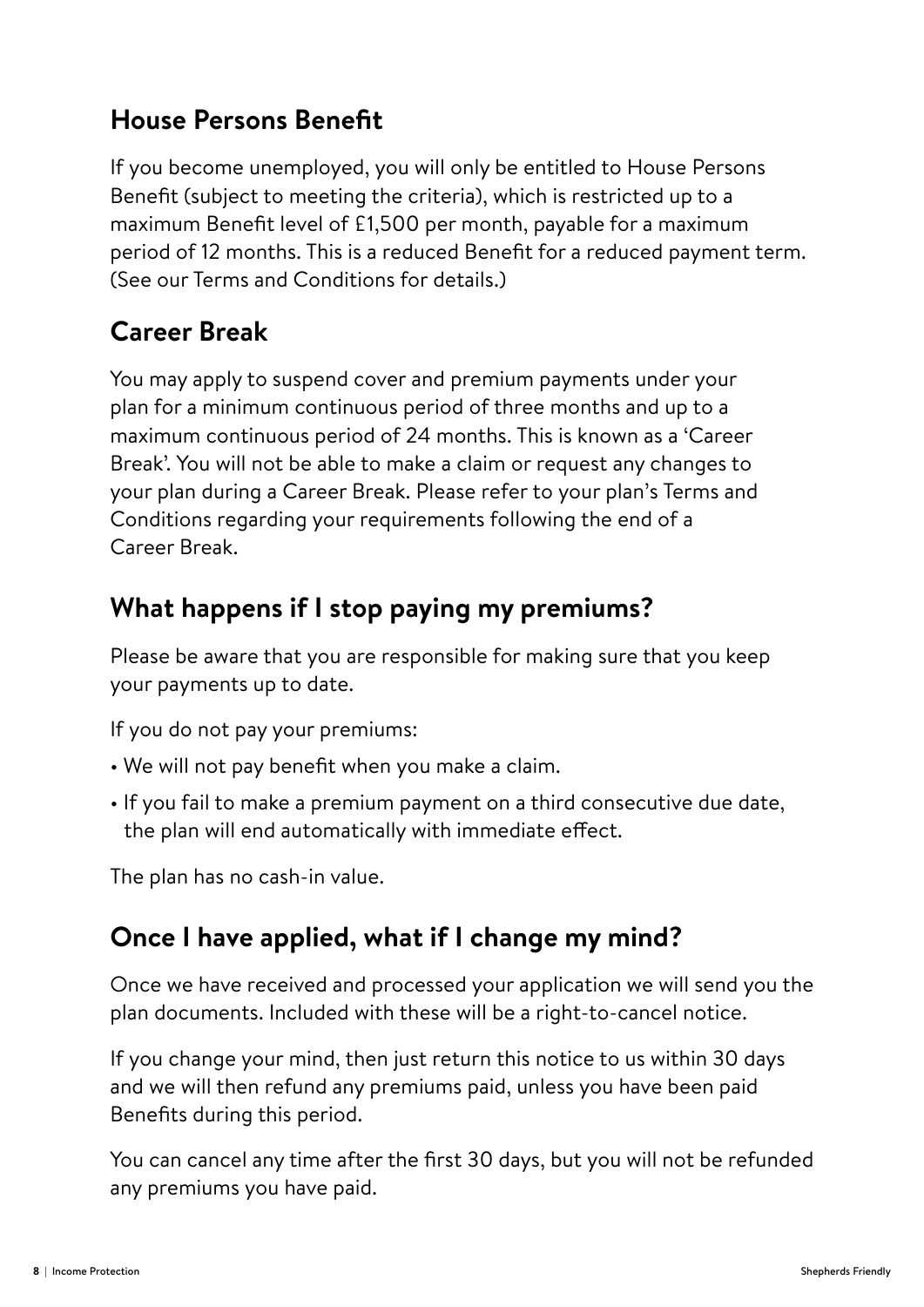## House Persons Benefit

If you become unemployed, you will only be entitled to House Persons Benefit (subject to meeting the criteria), which is restricted up to a maximum Benefit level of £1,500 per month, payable for a maximum period of 12 months. This is a reduced Benefit for a reduced payment term. (See our Terms and Conditions for details.)

## Career Break

You may apply to suspend cover and premium payments under your plan for a minimum continuous period of three months and up to a maximum continuous period of 24 months. This is known as a 'Career Break'. You will not be able to make a claim or request any changes to your plan during a Career Break. Please refer to your plan's Terms and Conditions regarding your requirements following the end of a Career Break.

## What happens if I stop paying my premiums?

Please be aware that you are responsible for making sure that you keep your payments up to date.

If you do not pay your premiums:

- We will not pay benefit when you make a claim.
- If you fail to make a premium payment on a third consecutive due date, the plan will end automatically with immediate effect.

The plan has no cash-in value.

## Once I have applied, what if I change my mind?

Once we have received and processed your application we will send you the plan documents. Included with these will be a right-to-cancel notice.

If you change your mind, then just return this notice to us within 30 days and we will then refund any premiums paid, unless you have been paid Benefits during this period.

You can cancel any time after the first 30 days, but you will not be refunded any premiums you have paid.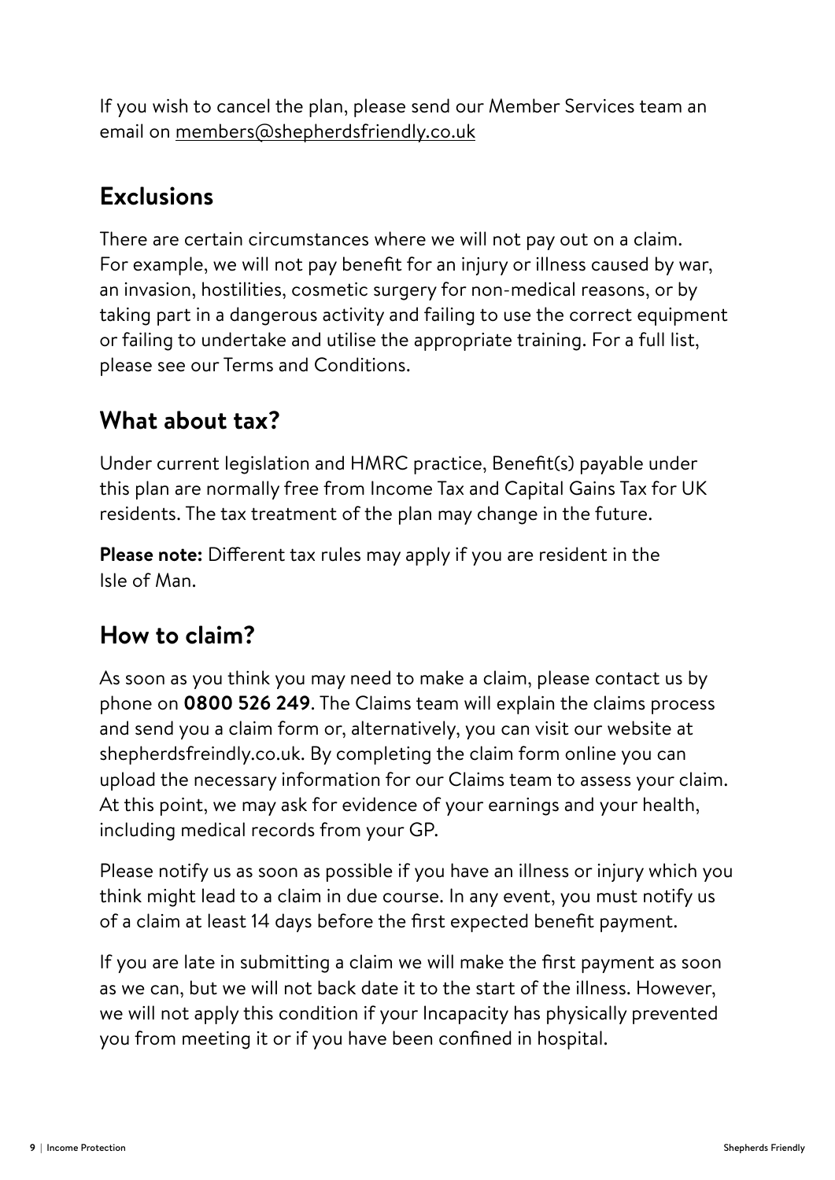If you wish to cancel the plan, please send our Member Services team an email on members@shepherdsfriendly.co.uk

## Exclusions

There are certain circumstances where we will not pay out on a claim. For example, we will not pay benefit for an injury or illness caused by war, an invasion, hostilities, cosmetic surgery for non-medical reasons, or by taking part in a dangerous activity and failing to use the correct equipment or failing to undertake and utilise the appropriate training. For a full list, please see our Terms and Conditions.

## What about tax?

Under current legislation and HMRC practice, Benefit(s) payable under this plan are normally free from Income Tax and Capital Gains Tax for UK residents. The tax treatment of the plan may change in the future.

**Please note:** Different tax rules may apply if you are resident in the Isle of Man.

## How to claim?

As soon as you think you may need to make a claim, please contact us by phone on **0800 526 249**. The Claims team will explain the claims process and send you a claim form or, alternatively, you can visit our website at shepherdsfreindly.co.uk. By completing the claim form online you can upload the necessary information for our Claims team to assess your claim. At this point, we may ask for evidence of your earnings and your health, including medical records from your GP.

Please notify us as soon as possible if you have an illness or injury which you think might lead to a claim in due course. In any event, you must notify us of a claim at least 14 days before the first expected benefit payment.

If you are late in submitting a claim we will make the first payment as soon as we can, but we will not back date it to the start of the illness. However, we will not apply this condition if your Incapacity has physically prevented you from meeting it or if you have been confined in hospital.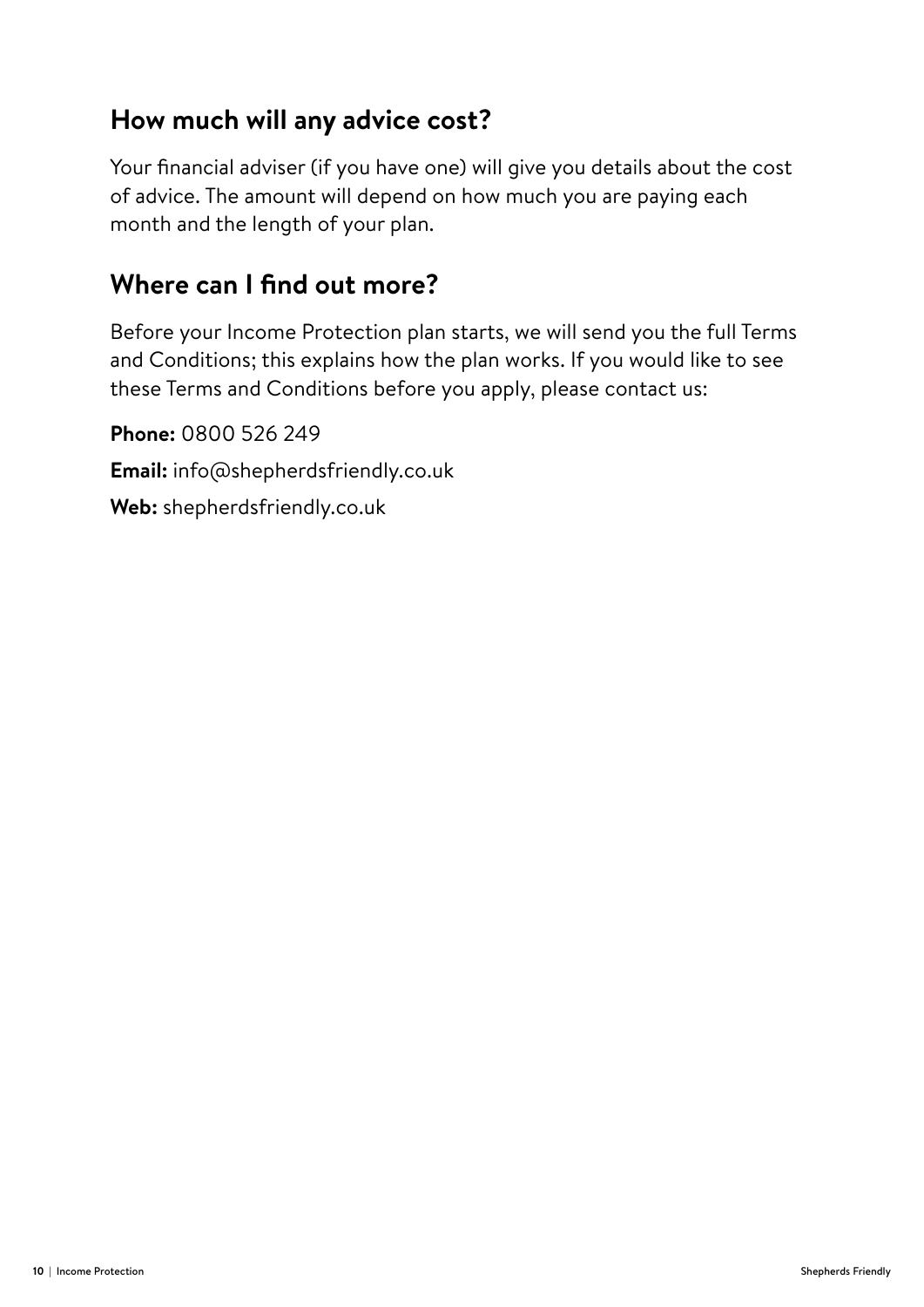## How much will any advice cost?

Your financial adviser (if you have one) will give you details about the cost of advice. The amount will depend on how much you are paying each month and the length of your plan.

## Where can I find out more?

Before your Income Protection plan starts, we will send you the full Terms and Conditions; this explains how the plan works. If you would like to see these Terms and Conditions before you apply, please contact us:

**Phone:** 0800 526 249

**Email:** info@shepherdsfriendly.co.uk

**Web:** shepherdsfriendly.co.uk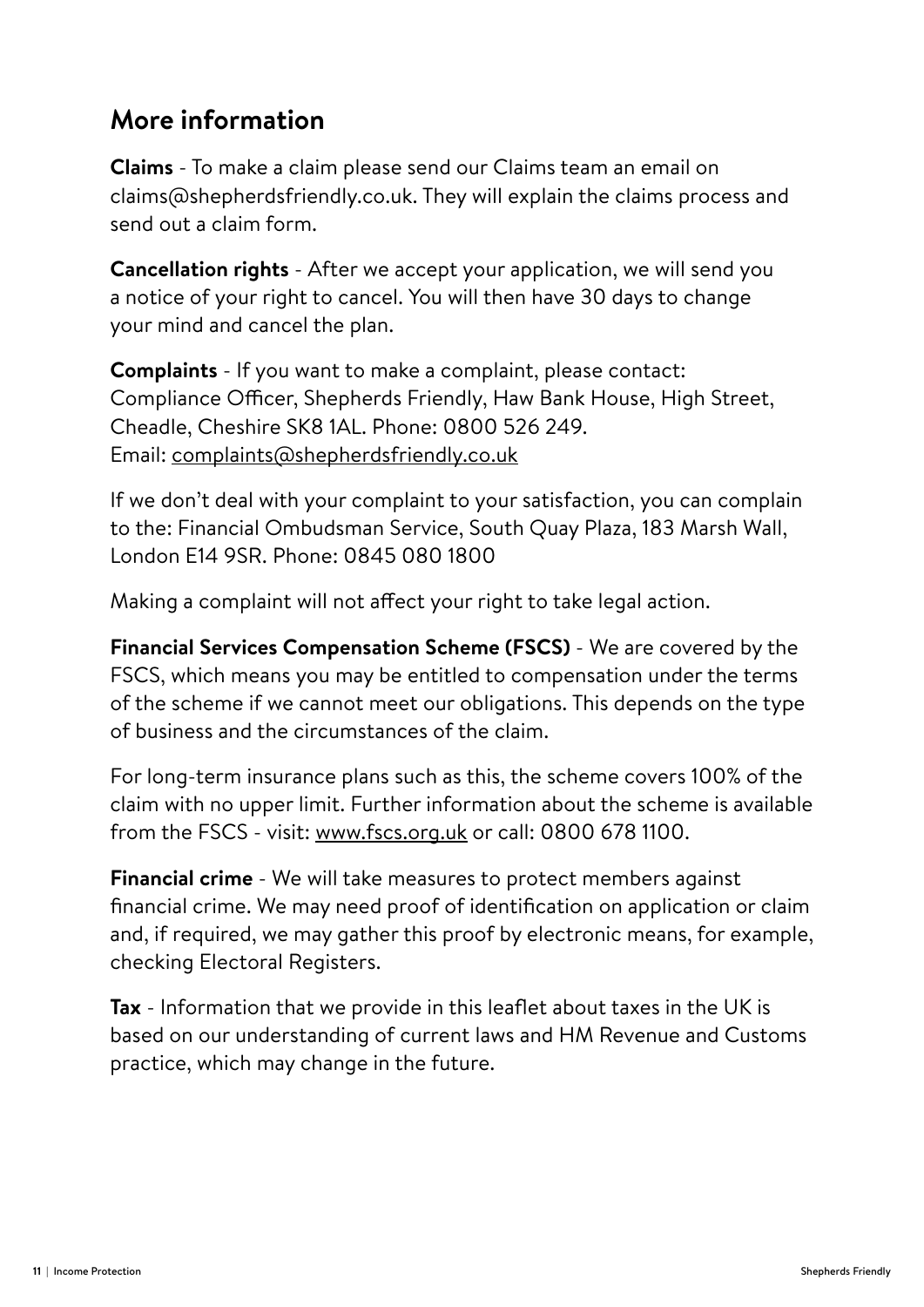## More information

**Claims** - To make a claim please send our Claims team an email on claims@shepherdsfriendly.co.uk. They will explain the claims process and send out a claim form.

**Cancellation rights** - After we accept your application, we will send you a notice of your right to cancel. You will then have 30 days to change your mind and cancel the plan.

**Complaints** - If you want to make a complaint, please contact: Compliance Officer, Shepherds Friendly, Haw Bank House, High Street, Cheadle, Cheshire SK8 1AL. Phone: 0800 526 249.
Email: complaints@shepherdsfriendly.co.uk

If we don't deal with your complaint to your satisfaction, you can complain to the: Financial Ombudsman Service, South Quay Plaza, 183 Marsh Wall, London E14 9SR. Phone: 0845 080 1800

Making a complaint will not affect your right to take legal action.

**Financial Services Compensation Scheme (FSCS)** - We are covered by the FSCS, which means you may be entitled to compensation under the terms of the scheme if we cannot meet our obligations. This depends on the type of business and the circumstances of the claim.

For long-term insurance plans such as this, the scheme covers 100% of the claim with no upper limit. Further information about the scheme is available from the FSCS - visit: www.fscs.org.uk or call: 0800 678 1100.

**Financial crime** - We will take measures to protect members against financial crime. We may need proof of identification on application or claim and, if required, we may gather this proof by electronic means, for example, checking Electoral Registers.

**Tax** - Information that we provide in this leaflet about taxes in the UK is based on our understanding of current laws and HM Revenue and Customs practice, which may change in the future.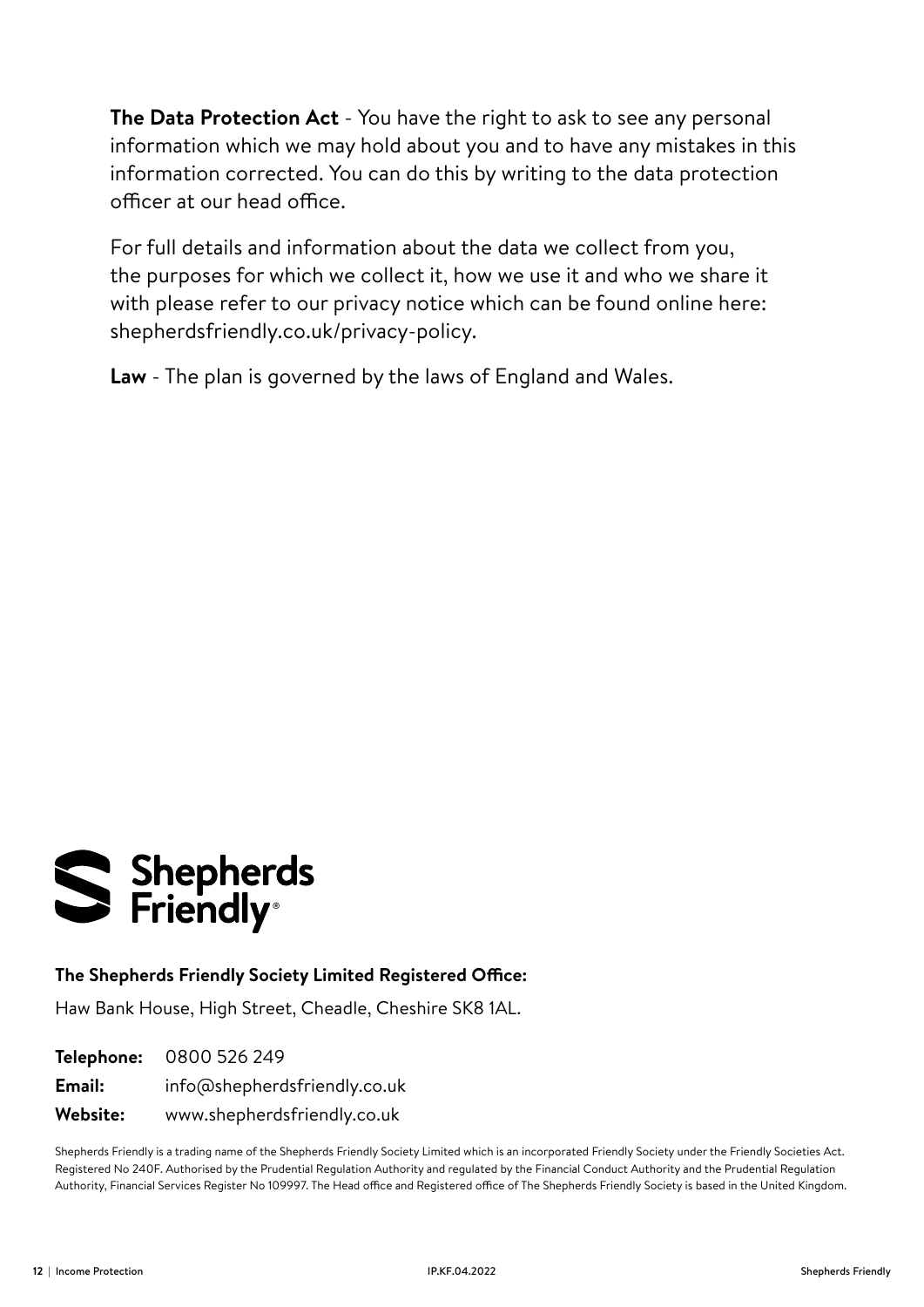**The Data Protection Act** - You have the right to ask to see any personal information which we may hold about you and to have any mistakes in this information corrected. You can do this by writing to the data protection officer at our head office.

For full details and information about the data we collect from you, the purposes for which we collect it, how we use it and who we share it with please refer to our privacy notice which can be found online here: shepherdsfriendly.co.uk/privacy-policy.

**Law** - The plan is governed by the laws of England and Wales.

Shepherds Friendly®

**The Shepherds Friendly Society Limited Registered Office:**

Haw Bank House, High Street, Cheadle, Cheshire SK8 1AL.

**Telephone:** 0800 526 249
**Email:** info@shepherdsfriendly.co.uk
**Website:** www.shepherdsfriendly.co.uk

Shepherds Friendly is a trading name of the Shepherds Friendly Society Limited which is an incorporated Friendly Society under the Friendly Societies Act. Registered No 240F. Authorised by the Prudential Regulation Authority and regulated by the Financial Conduct Authority and the Prudential Regulation Authority, Financial Services Register No 109997. The Head office and Registered office of The Shepherds Friendly Society is based in the United Kingdom.

IP.KF.04.2022